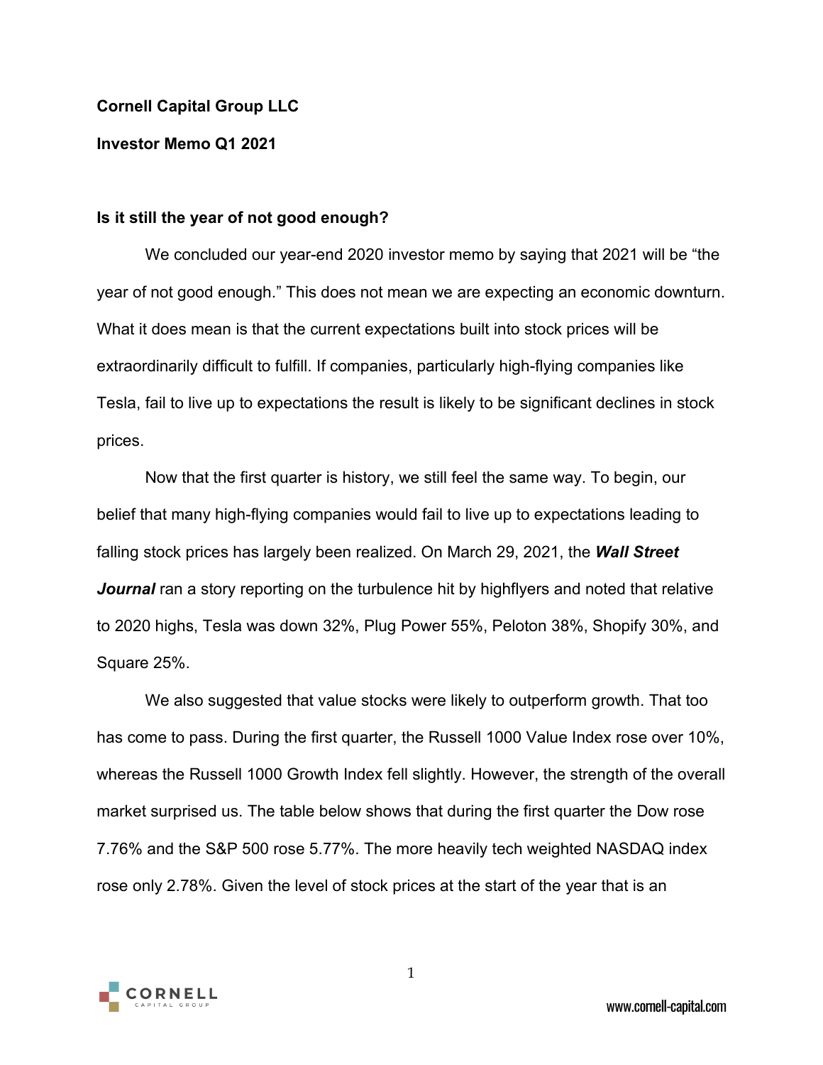**Cornell Capital Group LLC**

**Investor Memo Q1 2021**

**Is it still the year of not good enough?**

We concluded our year-end 2020 investor memo by saying that 2021 will be "the year of not good enough." This does not mean we are expecting an economic downturn. What it does mean is that the current expectations built into stock prices will be extraordinarily difficult to fulfill. If companies, particularly high-flying companies like Tesla, fail to live up to expectations the result is likely to be significant declines in stock prices.

Now that the first quarter is history, we still feel the same way. To begin, our belief that many high-flying companies would fail to live up to expectations leading to falling stock prices has largely been realized. On March 29, 2021, the ***Wall Street Journal*** ran a story reporting on the turbulence hit by highflyers and noted that relative to 2020 highs, Tesla was down 32%, Plug Power 55%, Peloton 38%, Shopify 30%, and Square 25%.

We also suggested that value stocks were likely to outperform growth. That too has come to pass. During the first quarter, the Russell 1000 Value Index rose over 10%, whereas the Russell 1000 Growth Index fell slightly. However, the strength of the overall market surprised us. The table below shows that during the first quarter the Dow rose 7.76% and the S&P 500 rose 5.77%. The more heavily tech weighted NASDAQ index rose only 2.78%. Given the level of stock prices at the start of the year that is an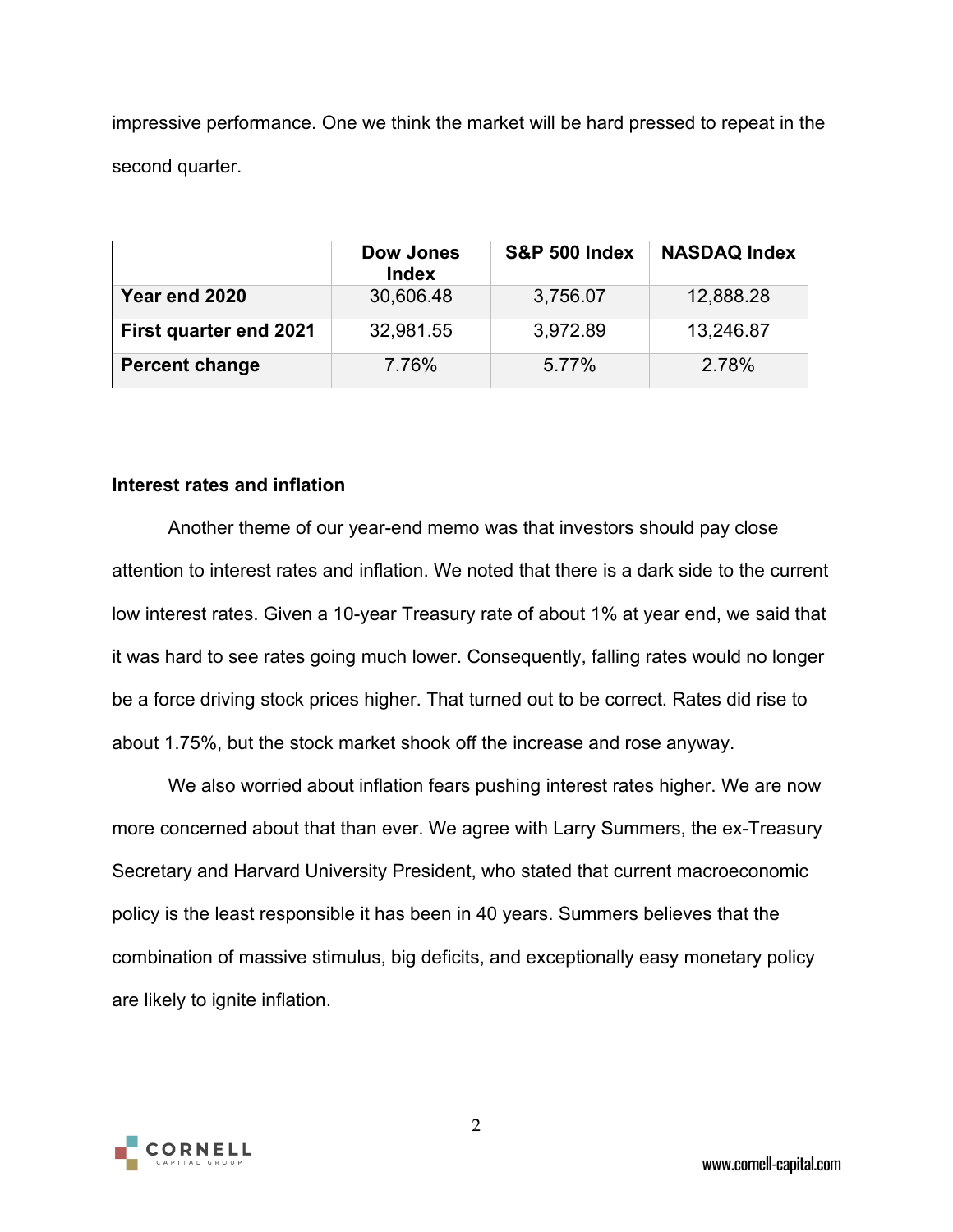impressive performance. One we think the market will be hard pressed to repeat in the second quarter.

| | Dow Jones Index | S&P 500 Index | NASDAQ Index |
|---|---|---|---|
| **Year end 2020** | 30,606.48 | 3,756.07 | 12,888.28 |
| **First quarter end 2021** | 32,981.55 | 3,972.89 | 13,246.87 |
| **Percent change** | 7.76% | 5.77% | 2.78% |

**Interest rates and inflation**

Another theme of our year-end memo was that investors should pay close attention to interest rates and inflation. We noted that there is a dark side to the current low interest rates. Given a 10-year Treasury rate of about 1% at year end, we said that it was hard to see rates going much lower. Consequently, falling rates would no longer be a force driving stock prices higher. That turned out to be correct. Rates did rise to about 1.75%, but the stock market shook off the increase and rose anyway.

We also worried about inflation fears pushing interest rates higher. We are now more concerned about that than ever. We agree with Larry Summers, the ex-Treasury Secretary and Harvard University President, who stated that current macroeconomic policy is the least responsible it has been in 40 years. Summers believes that the combination of massive stimulus, big deficits, and exceptionally easy monetary policy are likely to ignite inflation.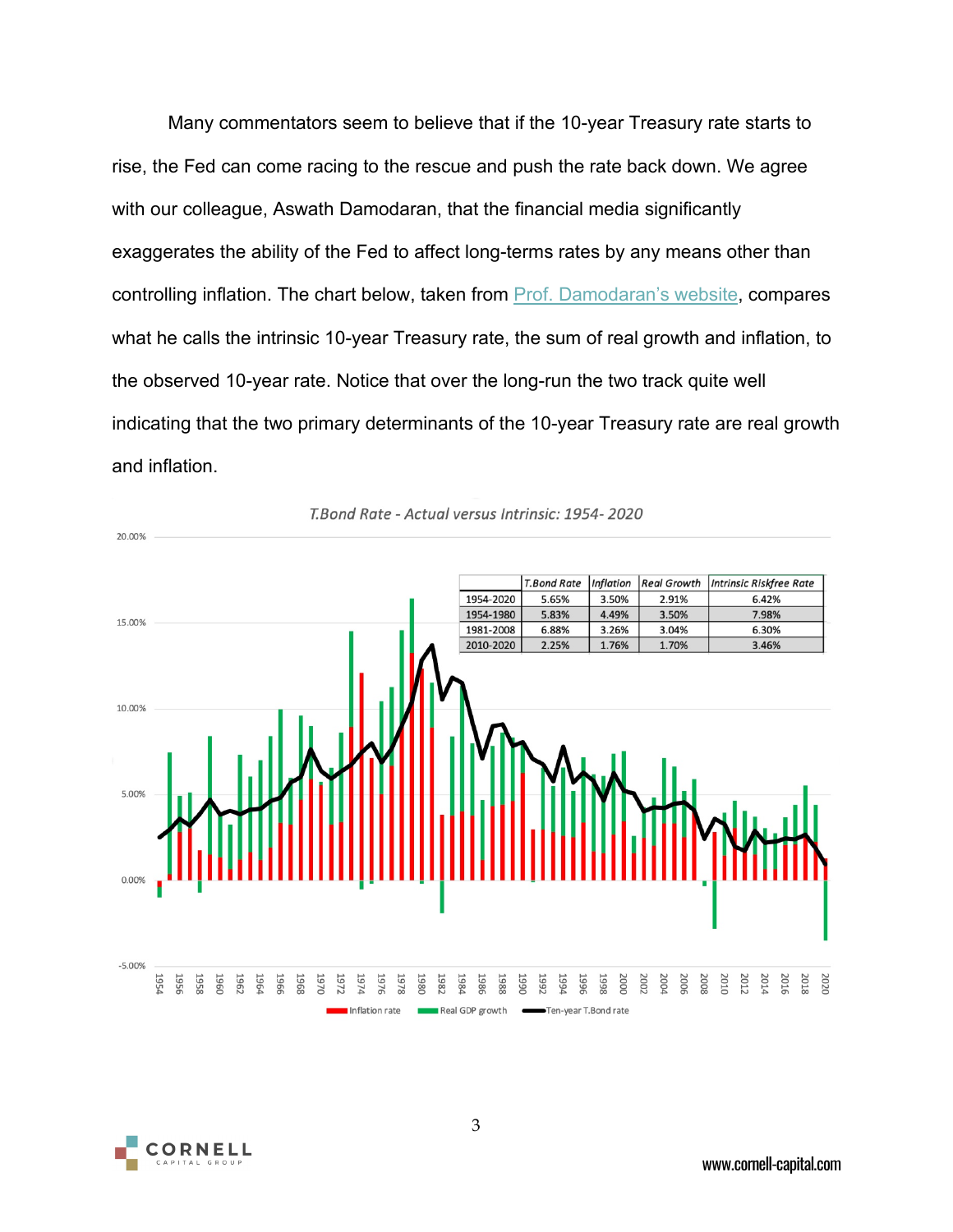Many commentators seem to believe that if the 10-year Treasury rate starts to rise, the Fed can come racing to the rescue and push the rate back down. We agree with our colleague, Aswath Damodaran, that the financial media significantly exaggerates the ability of the Fed to affect long-terms rates by any means other than controlling inflation. The chart below, taken from [Prof. Damodaran's website](), compares what he calls the intrinsic 10-year Treasury rate, the sum of real growth and inflation, to the observed 10-year rate. Notice that over the long-run the two track quite well indicating that the two primary determinants of the 10-year Treasury rate are real growth and inflation.

*T.Bond Rate - Actual versus Intrinsic: 1954- 2020*

| | T.Bond Rate | Inflation | Real Growth | Intrinsic Riskfree Rate |
|---|---|---|---|---|
| 1954-2020 | 5.65% | 3.50% | 2.91% | 6.42% |
| 1954-1980 | 5.83% | 4.49% | 3.50% | 7.98% |
| 1981-2008 | 6.88% | 3.26% | 3.04% | 6.30% |
| 2010-2020 | 2.25% | 1.76% | 1.70% | 3.46% |

Inflation rate | Real GDP growth | Ten-year T.Bond rate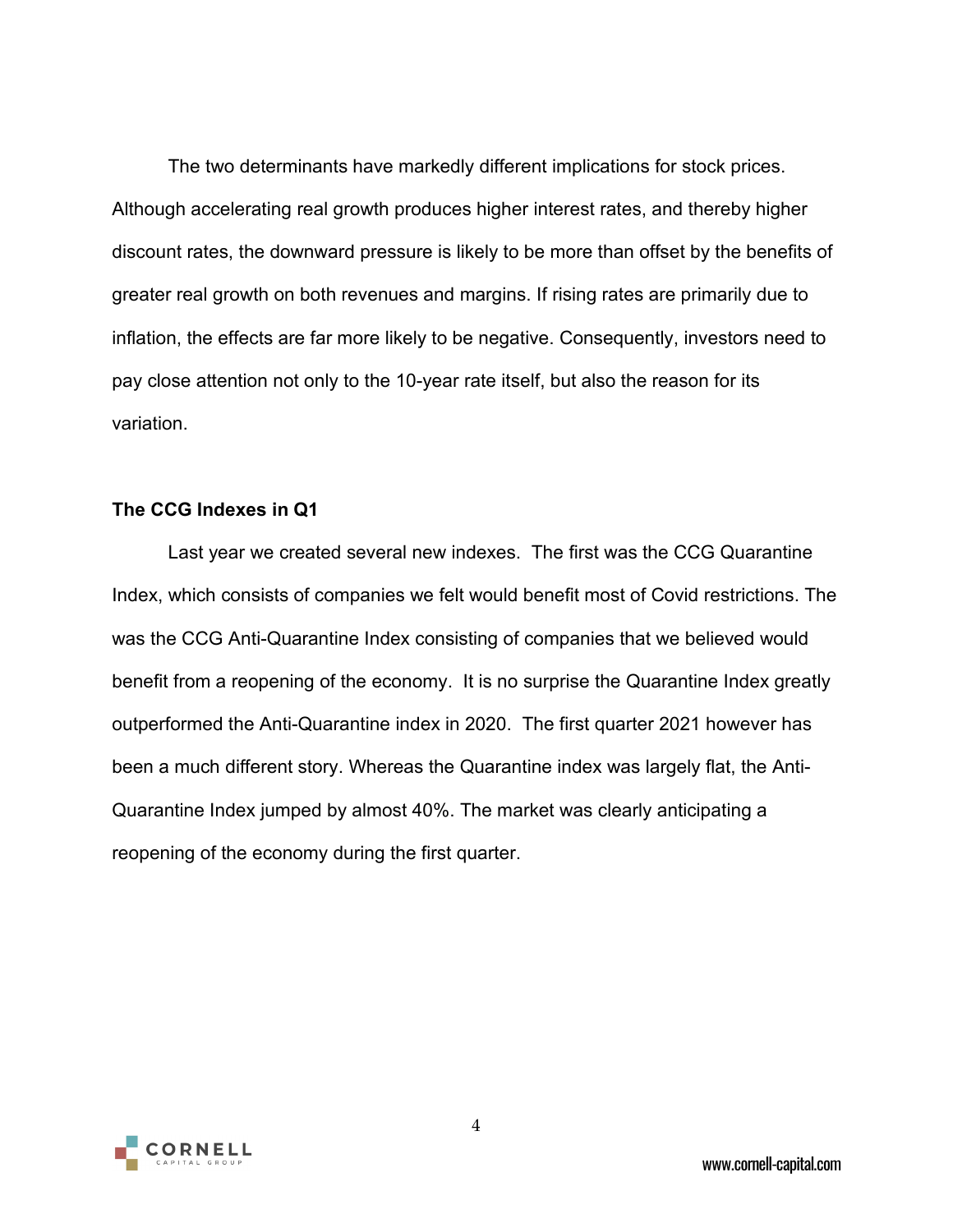The two determinants have markedly different implications for stock prices. Although accelerating real growth produces higher interest rates, and thereby higher discount rates, the downward pressure is likely to be more than offset by the benefits of greater real growth on both revenues and margins. If rising rates are primarily due to inflation, the effects are far more likely to be negative. Consequently, investors need to pay close attention not only to the 10-year rate itself, but also the reason for its variation.

**The CCG Indexes in Q1**

Last year we created several new indexes. The first was the CCG Quarantine Index, which consists of companies we felt would benefit most of Covid restrictions. The was the CCG Anti-Quarantine Index consisting of companies that we believed would benefit from a reopening of the economy. It is no surprise the Quarantine Index greatly outperformed the Anti-Quarantine index in 2020. The first quarter 2021 however has been a much different story. Whereas the Quarantine index was largely flat, the Anti-Quarantine Index jumped by almost 40%. The market was clearly anticipating a reopening of the economy during the first quarter.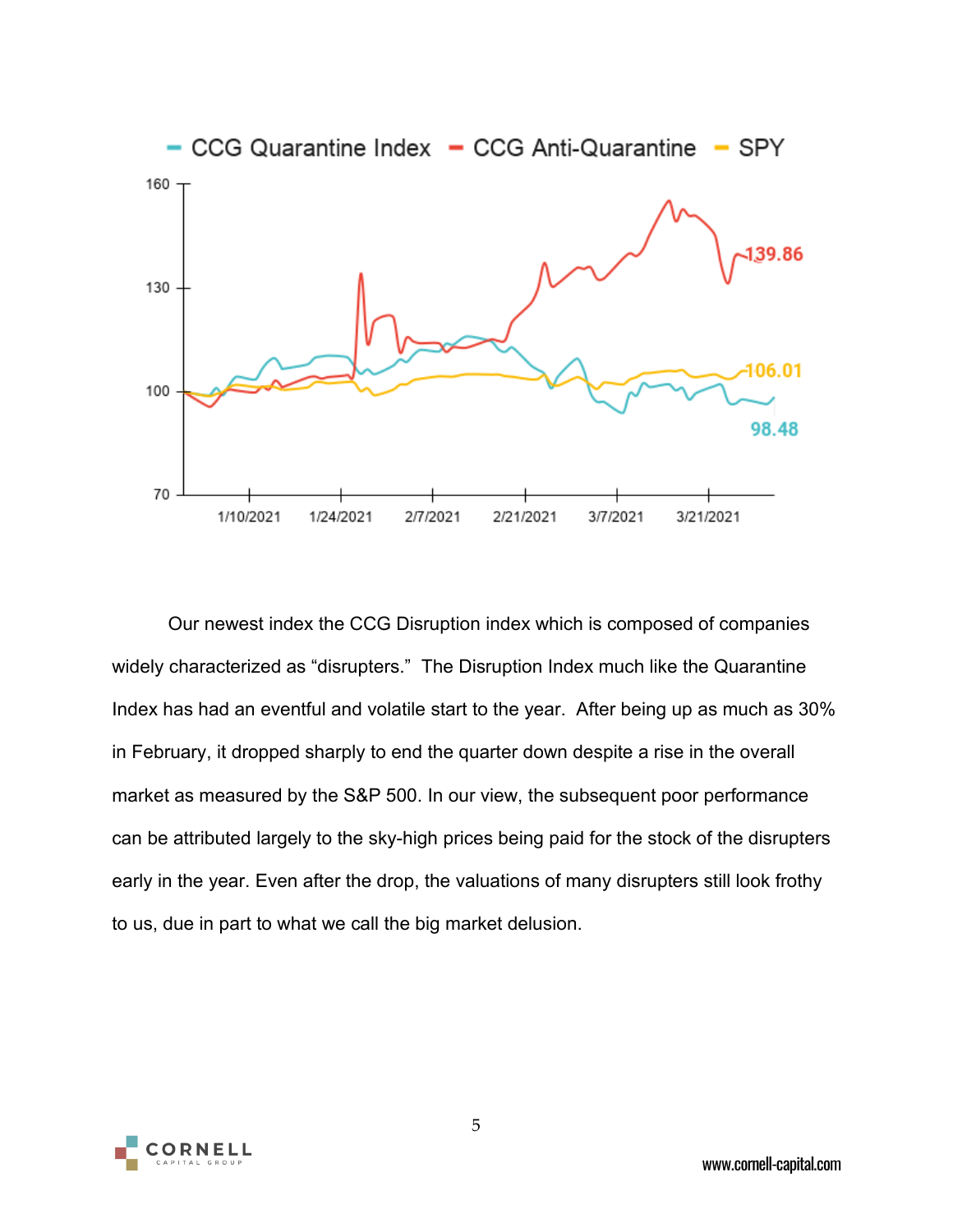Our newest index the CCG Disruption index which is composed of companies widely characterized as “disrupters.” The Disruption Index much like the Quarantine Index has had an eventful and volatile start to the year. After being up as much as 30% in February, it dropped sharply to end the quarter down despite a rise in the overall market as measured by the S&P 500. In our view, the subsequent poor performance can be attributed largely to the sky-high prices being paid for the stock of the disrupters early in the year. Even after the drop, the valuations of many disrupters still look frothy to us, due in part to what we call the big market delusion.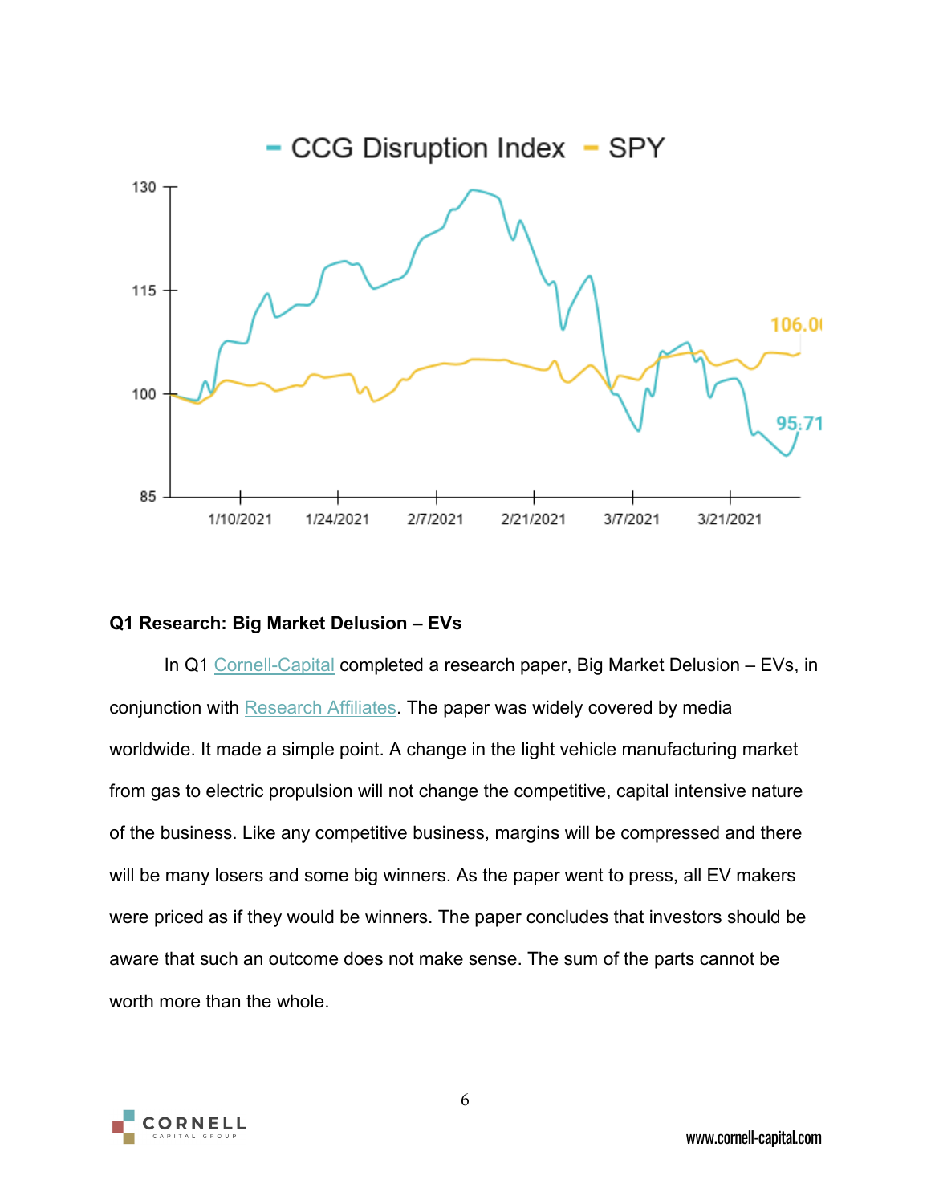## Q1 Research: Big Market Delusion – EVs

In Q1 Cornell-Capital completed a research paper, Big Market Delusion – EVs, in conjunction with Research Affiliates. The paper was widely covered by media worldwide. It made a simple point. A change in the light vehicle manufacturing market from gas to electric propulsion will not change the competitive, capital intensive nature of the business. Like any competitive business, margins will be compressed and there will be many losers and some big winners. As the paper went to press, all EV makers were priced as if they would be winners. The paper concludes that investors should be aware that such an outcome does not make sense. The sum of the parts cannot be worth more than the whole.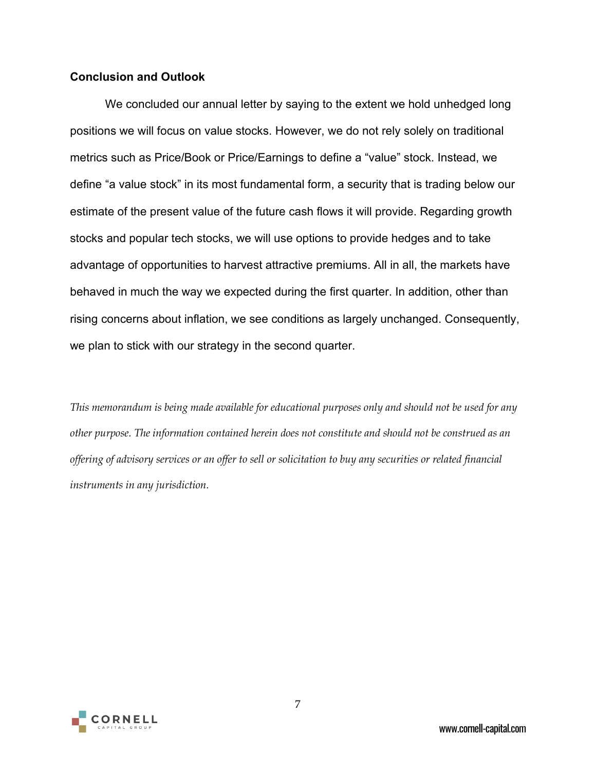**Conclusion and Outlook**

We concluded our annual letter by saying to the extent we hold unhedged long positions we will focus on value stocks. However, we do not rely solely on traditional metrics such as Price/Book or Price/Earnings to define a "value" stock. Instead, we define "a value stock" in its most fundamental form, a security that is trading below our estimate of the present value of the future cash flows it will provide. Regarding growth stocks and popular tech stocks, we will use options to provide hedges and to take advantage of opportunities to harvest attractive premiums. All in all, the markets have behaved in much the way we expected during the first quarter. In addition, other than rising concerns about inflation, we see conditions as largely unchanged. Consequently, we plan to stick with our strategy in the second quarter.

*This memorandum is being made available for educational purposes only and should not be used for any other purpose. The information contained herein does not constitute and should not be construed as an offering of advisory services or an offer to sell or solicitation to buy any securities or related financial instruments in any jurisdiction.*